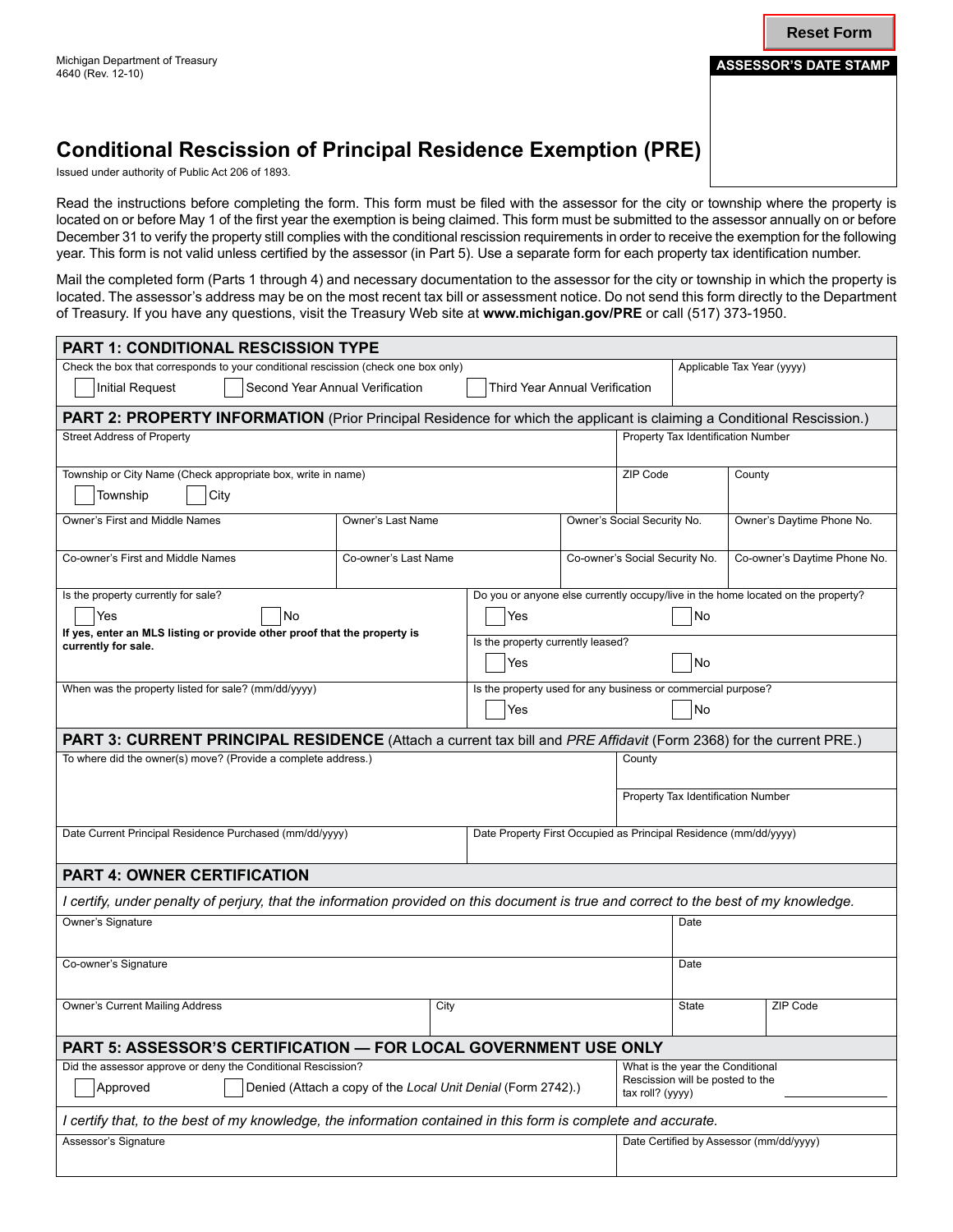Michigan Department of Treasury
4640 (Rev. 12-10)

**ASSESSOR'S DATE STAMP**

# Conditional Rescission of Principal Residence Exemption (PRE)

Issued under authority of Public Act 206 of 1893.

Read the instructions before completing the form. This form must be filed with the assessor for the city or township where the property is located on or before May 1 of the first year the exemption is being claimed. This form must be submitted to the assessor annually on or before December 31 to verify the property still complies with the conditional rescission requirements in order to receive the exemption for the following year. This form is not valid unless certified by the assessor (in Part 5). Use a separate form for each property tax identification number.

Mail the completed form (Parts 1 through 4) and necessary documentation to the assessor for the city or township in which the property is located. The assessor's address may be on the most recent tax bill or assessment notice. Do not send this form directly to the Department of Treasury. If you have any questions, visit the Treasury Web site at **www.michigan.gov/PRE** or call (517) 373-1950.

## PART 1: CONDITIONAL RESCISSION TYPE

Check the box that corresponds to your conditional rescission (check one box only)

☐ Initial Request ☐ Second Year Annual Verification ☐ Third Year Annual Verification

Applicable Tax Year (yyyy)

## PART 2: PROPERTY INFORMATION (Prior Principal Residence for which the applicant is claiming a Conditional Rescission.)

| Street Address of Property | | | Property Tax Identification Number |
|---|---|---|---|
| Township or City Name (Check appropriate box, write in name) ☐ Township ☐ City | | ZIP Code | County |
| Owner's First and Middle Names | Owner's Last Name | Owner's Social Security No. | Owner's Daytime Phone No. |
| Co-owner's First and Middle Names | Co-owner's Last Name | Co-owner's Social Security No. | Co-owner's Daytime Phone No. |

Is the property currently for sale?
☐ Yes ☐ No
**If yes, enter an MLS listing or provide other proof that the property is currently for sale.**

When was the property listed for sale? (mm/dd/yyyy)

Do you or anyone else currently occupy/live in the home located on the property?
☐ Yes ☐ No

Is the property currently leased?
☐ Yes ☐ No

Is the property used for any business or commercial purpose?
☐ Yes ☐ No

## PART 3: CURRENT PRINCIPAL RESIDENCE (Attach a current tax bill and *PRE Affidavit* (Form 2368) for the current PRE.)

| To where did the owner(s) move? (Provide a complete address.) | County |
|---|---|
| | Property Tax Identification Number |
| Date Current Principal Residence Purchased (mm/dd/yyyy) | Date Property First Occupied as Principal Residence (mm/dd/yyyy) |

## PART 4: OWNER CERTIFICATION

*I certify, under penalty of perjury, that the information provided on this document is true and correct to the best of my knowledge.*

| Owner's Signature | | | Date |
|---|---|---|---|
| Co-owner's Signature | | | Date |
| Owner's Current Mailing Address | City | State | ZIP Code |

## PART 5: ASSESSOR'S CERTIFICATION — FOR LOCAL GOVERNMENT USE ONLY

Did the assessor approve or deny the Conditional Rescission?
☐ Approved ☐ Denied (Attach a copy of the *Local Unit Denial* (Form 2742).)

What is the year the Conditional Rescission will be posted to the tax roll? (yyyy) ____________

*I certify that, to the best of my knowledge, the information contained in this form is complete and accurate.*

| Assessor's Signature | Date Certified by Assessor (mm/dd/yyyy) |
|---|---|
| | |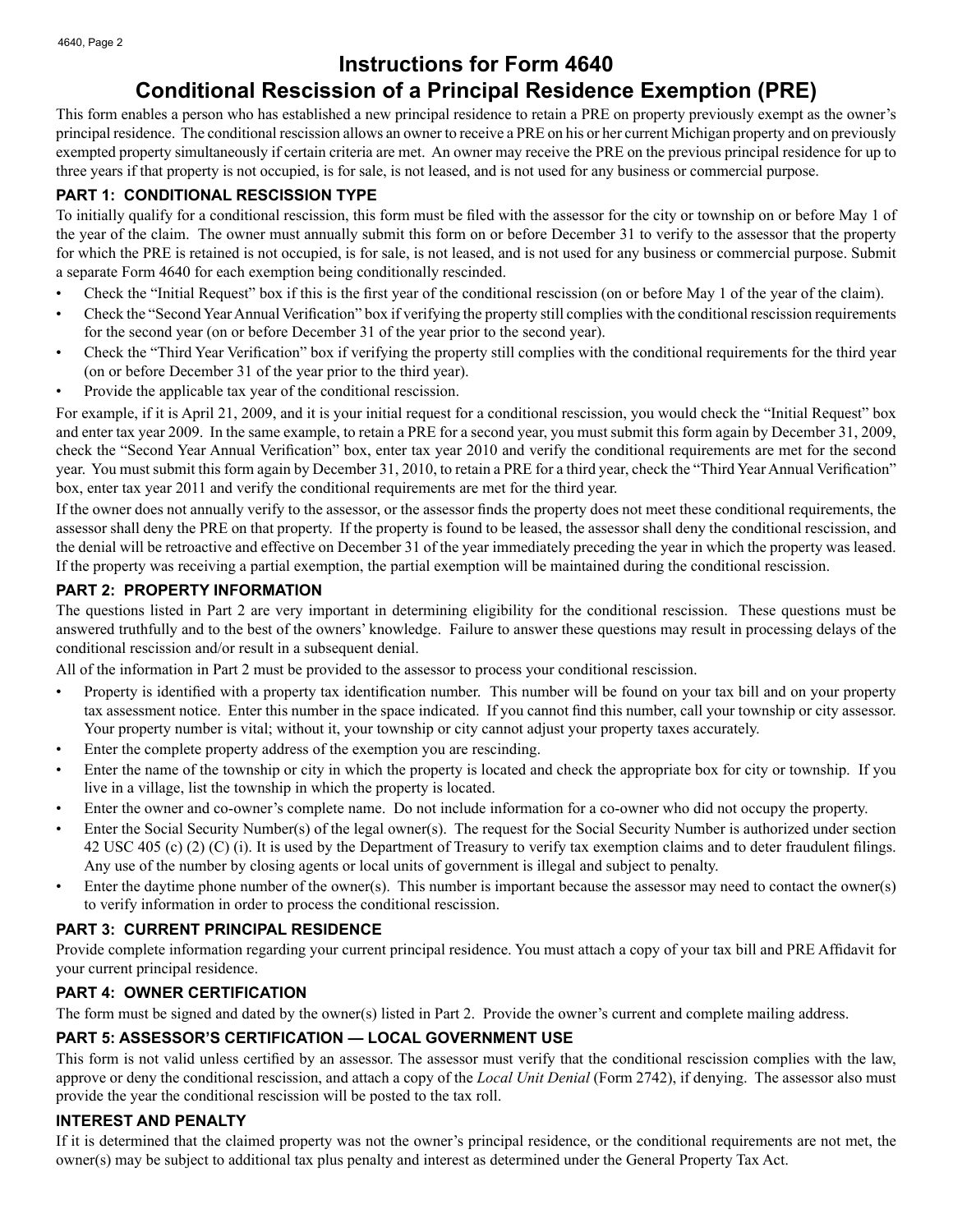# Instructions for Form 4640
# Conditional Rescission of a Principal Residence Exemption (PRE)

This form enables a person who has established a new principal residence to retain a PRE on property previously exempt as the owner's principal residence. The conditional rescission allows an owner to receive a PRE on his or her current Michigan property and on previously exempted property simultaneously if certain criteria are met. An owner may receive the PRE on the previous principal residence for up to three years if that property is not occupied, is for sale, is not leased, and is not used for any business or commercial purpose.

### PART 1: CONDITIONAL RESCISSION TYPE

To initially qualify for a conditional rescission, this form must be filed with the assessor for the city or township on or before May 1 of the year of the claim. The owner must annually submit this form on or before December 31 to verify to the assessor that the property for which the PRE is retained is not occupied, is for sale, is not leased, and is not used for any business or commercial purpose. Submit a separate Form 4640 for each exemption being conditionally rescinded.

- Check the "Initial Request" box if this is the first year of the conditional rescission (on or before May 1 of the year of the claim).
- Check the "Second Year Annual Verification" box if verifying the property still complies with the conditional rescission requirements for the second year (on or before December 31 of the year prior to the second year).
- Check the "Third Year Verification" box if verifying the property still complies with the conditional requirements for the third year (on or before December 31 of the year prior to the third year).
- Provide the applicable tax year of the conditional rescission.

For example, if it is April 21, 2009, and it is your initial request for a conditional rescission, you would check the "Initial Request" box and enter tax year 2009. In the same example, to retain a PRE for a second year, you must submit this form again by December 31, 2009, check the "Second Year Annual Verification" box, enter tax year 2010 and verify the conditional requirements are met for the second year. You must submit this form again by December 31, 2010, to retain a PRE for a third year, check the "Third Year Annual Verification" box, enter tax year 2011 and verify the conditional requirements are met for the third year.

If the owner does not annually verify to the assessor, or the assessor finds the property does not meet these conditional requirements, the assessor shall deny the PRE on that property. If the property is found to be leased, the assessor shall deny the conditional rescission, and the denial will be retroactive and effective on December 31 of the year immediately preceding the year in which the property was leased. If the property was receiving a partial exemption, the partial exemption will be maintained during the conditional rescission.

### PART 2: PROPERTY INFORMATION

The questions listed in Part 2 are very important in determining eligibility for the conditional rescission. These questions must be answered truthfully and to the best of the owners' knowledge. Failure to answer these questions may result in processing delays of the conditional rescission and/or result in a subsequent denial.

All of the information in Part 2 must be provided to the assessor to process your conditional rescission.

- Property is identified with a property tax identification number. This number will be found on your tax bill and on your property tax assessment notice. Enter this number in the space indicated. If you cannot find this number, call your township or city assessor. Your property number is vital; without it, your township or city cannot adjust your property taxes accurately.
- Enter the complete property address of the exemption you are rescinding.
- Enter the name of the township or city in which the property is located and check the appropriate box for city or township. If you live in a village, list the township in which the property is located.
- Enter the owner and co-owner's complete name. Do not include information for a co-owner who did not occupy the property.
- Enter the Social Security Number(s) of the legal owner(s). The request for the Social Security Number is authorized under section 42 USC 405 (c) (2) (C) (i). It is used by the Department of Treasury to verify tax exemption claims and to deter fraudulent filings. Any use of the number by closing agents or local units of government is illegal and subject to penalty.
- Enter the daytime phone number of the owner(s). This number is important because the assessor may need to contact the owner(s) to verify information in order to process the conditional rescission.

### PART 3: CURRENT PRINCIPAL RESIDENCE

Provide complete information regarding your current principal residence. You must attach a copy of your tax bill and PRE Affidavit for your current principal residence.

### PART 4: OWNER CERTIFICATION

The form must be signed and dated by the owner(s) listed in Part 2. Provide the owner's current and complete mailing address.

### PART 5: ASSESSOR'S CERTIFICATION — LOCAL GOVERNMENT USE

This form is not valid unless certified by an assessor. The assessor must verify that the conditional rescission complies with the law, approve or deny the conditional rescission, and attach a copy of the *Local Unit Denial* (Form 2742), if denying. The assessor also must provide the year the conditional rescission will be posted to the tax roll.

### INTEREST AND PENALTY

If it is determined that the claimed property was not the owner's principal residence, or the conditional requirements are not met, the owner(s) may be subject to additional tax plus penalty and interest as determined under the General Property Tax Act.